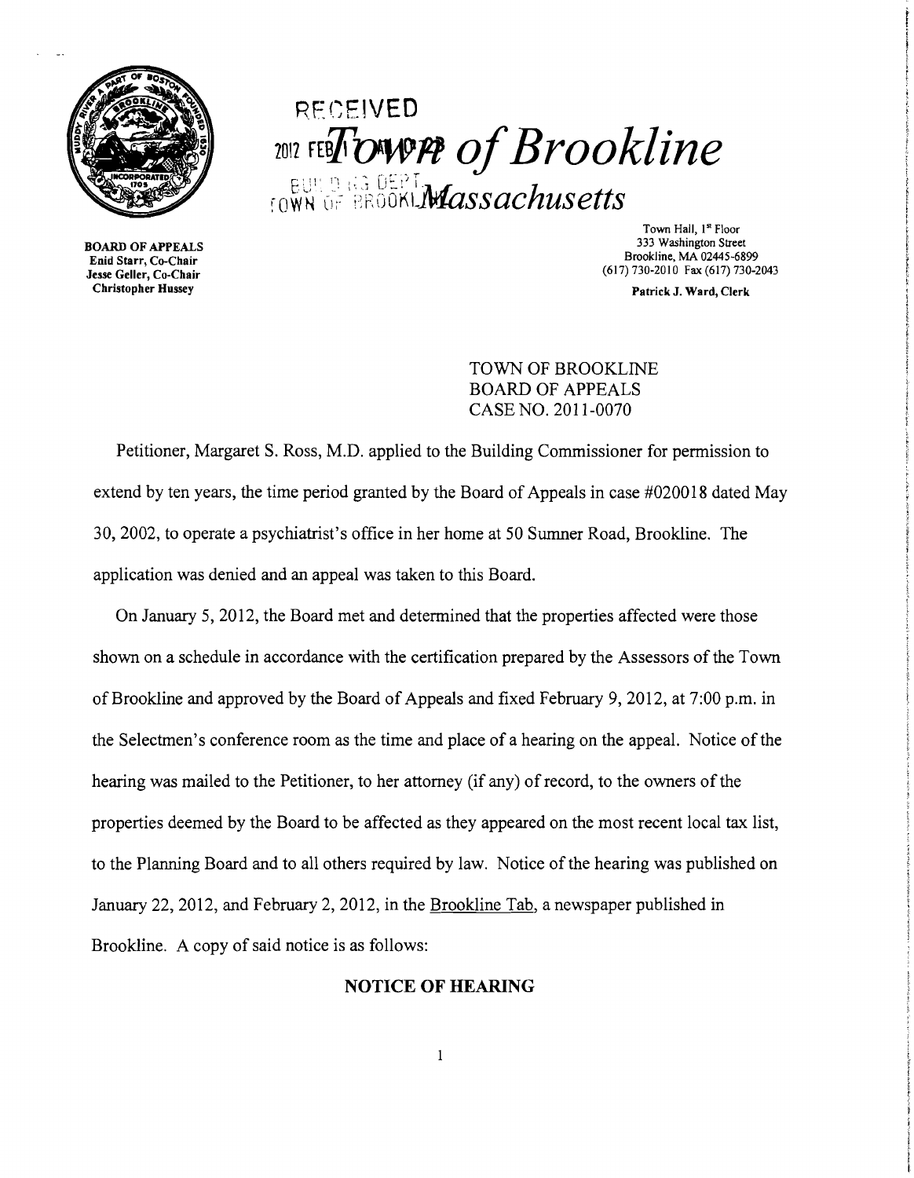RECEIVED 2012 FEB

# Town of Brookline

BUILDING DEPT. TOWN OF BROOKLINE

## Massachusetts

**BOARD OF APPEALS**
**Enid Starr, Co-Chair**
**Jesse Geller, Co-Chair**
**Christopher Hussey**

Town Hall, 1st Floor
333 Washington Street
Brookline, MA 02445-6899
(617) 730-2010 Fax (617) 730-2043

**Patrick J. Ward, Clerk**

TOWN OF BROOKLINE
BOARD OF APPEALS
CASE NO. 2011-0070

Petitioner, Margaret S. Ross, M.D. applied to the Building Commissioner for permission to extend by ten years, the time period granted by the Board of Appeals in case #020018 dated May 30, 2002, to operate a psychiatrist's office in her home at 50 Sumner Road, Brookline. The application was denied and an appeal was taken to this Board.

On January 5, 2012, the Board met and determined that the properties affected were those shown on a schedule in accordance with the certification prepared by the Assessors of the Town of Brookline and approved by the Board of Appeals and fixed February 9, 2012, at 7:00 p.m. in the Selectmen's conference room as the time and place of a hearing on the appeal. Notice of the hearing was mailed to the Petitioner, to her attorney (if any) of record, to the owners of the properties deemed by the Board to be affected as they appeared on the most recent local tax list, to the Planning Board and to all others required by law. Notice of the hearing was published on January 22, 2012, and February 2, 2012, in the Brookline Tab, a newspaper published in Brookline. A copy of said notice is as follows:

**NOTICE OF HEARING**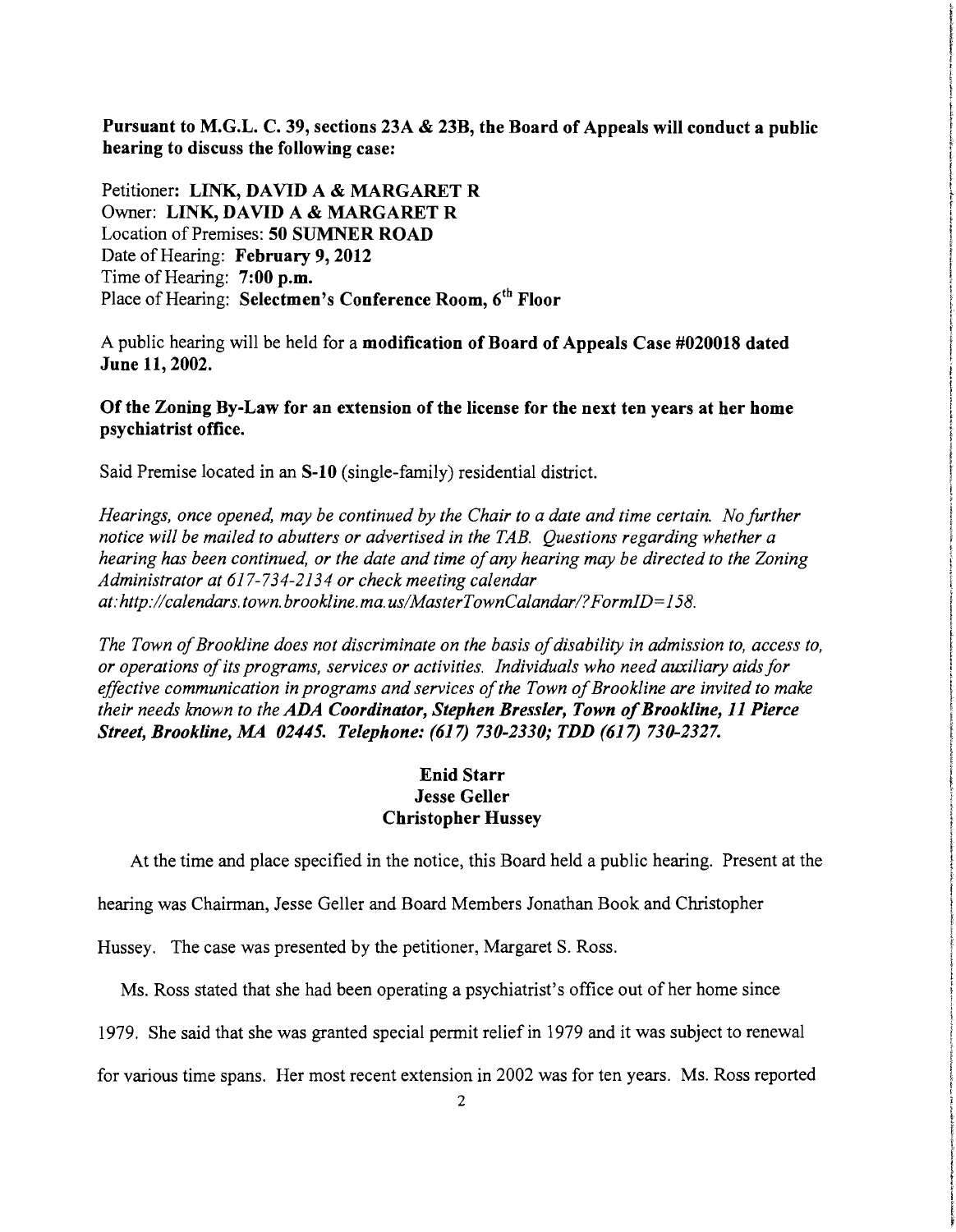**Pursuant to M.G.L. C. 39, sections 23A & 23B, the Board of Appeals will conduct a public hearing to discuss the following case:**

Petitioner: **LINK, DAVID A & MARGARET R**
Owner: **LINK, DAVID A & MARGARET R**
Location of Premises: **50 SUMNER ROAD**
Date of Hearing: **February 9, 2012**
Time of Hearing: **7:00 p.m.**
Place of Hearing: **Selectmen's Conference Room, 6th Floor**

A public hearing will be held for a **modification of Board of Appeals Case #020018 dated June 11, 2002.**

**Of the Zoning By-Law for an extension of the license for the next ten years at her home psychiatrist office.**

Said Premise located in an **S-10** (single-family) residential district.

*Hearings, once opened, may be continued by the Chair to a date and time certain. No further notice will be mailed to abutters or advertised in the TAB. Questions regarding whether a hearing has been continued, or the date and time of any hearing may be directed to the Zoning Administrator at 617-734-2134 or check meeting calendar at: http://calendars.town.brookline.ma.us/MasterTownCalandar/?FormID=158.*

*The Town of Brookline does not discriminate on the basis of disability in admission to, access to, or operations of its programs, services or activities. Individuals who need auxiliary aids for effective communication in programs and services of the Town of Brookline are invited to make their needs known to the* ***ADA Coordinator, Stephen Bressler, Town of Brookline, 11 Pierce Street, Brookline, MA 02445. Telephone: (617) 730-2330; TDD (617) 730-2327.***

**Enid Starr**
**Jesse Geller**
**Christopher Hussey**

At the time and place specified in the notice, this Board held a public hearing. Present at the hearing was Chairman, Jesse Geller and Board Members Jonathan Book and Christopher Hussey. The case was presented by the petitioner, Margaret S. Ross.

Ms. Ross stated that she had been operating a psychiatrist's office out of her home since 1979. She said that she was granted special permit relief in 1979 and it was subject to renewal for various time spans. Her most recent extension in 2002 was for ten years. Ms. Ross reported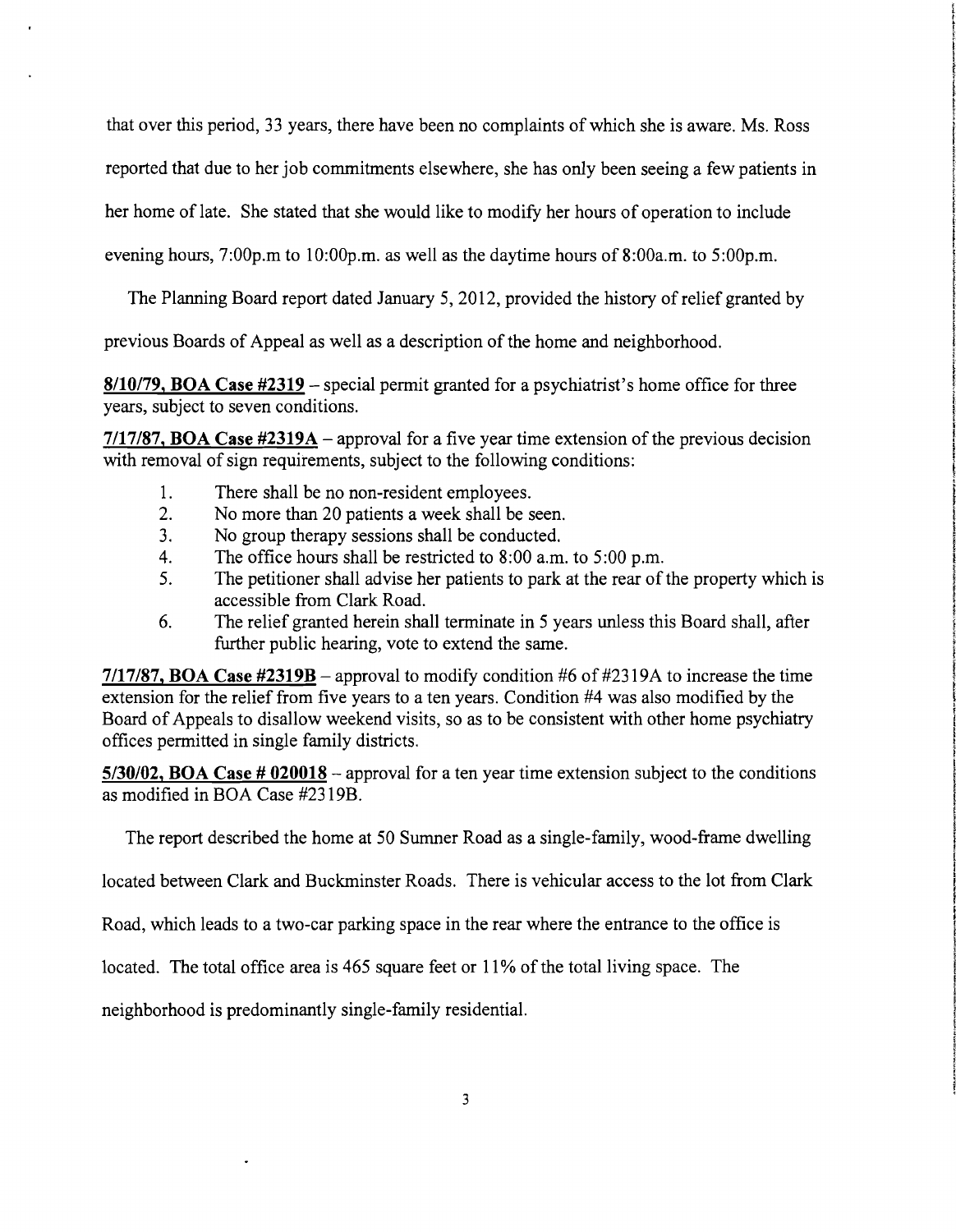that over this period, 33 years, there have been no complaints of which she is aware. Ms. Ross reported that due to her job commitments elsewhere, she has only been seeing a few patients in her home of late. She stated that she would like to modify her hours of operation to include evening hours, 7:00p.m to 10:00p.m. as well as the daytime hours of 8:00a.m. to 5:00p.m.

The Planning Board report dated January 5, 2012, provided the history of relief granted by previous Boards of Appeal as well as a description of the home and neighborhood.

**8/10/79, BOA Case #2319** – special permit granted for a psychiatrist's home office for three years, subject to seven conditions.

**7/17/87, BOA Case #2319A** – approval for a five year time extension of the previous decision with removal of sign requirements, subject to the following conditions:

1. There shall be no non-resident employees.
2. No more than 20 patients a week shall be seen.
3. No group therapy sessions shall be conducted.
4. The office hours shall be restricted to 8:00 a.m. to 5:00 p.m.
5. The petitioner shall advise her patients to park at the rear of the property which is accessible from Clark Road.
6. The relief granted herein shall terminate in 5 years unless this Board shall, after further public hearing, vote to extend the same.

**7/17/87, BOA Case #2319B** – approval to modify condition #6 of #2319A to increase the time extension for the relief from five years to a ten years. Condition #4 was also modified by the Board of Appeals to disallow weekend visits, so as to be consistent with other home psychiatry offices permitted in single family districts.

**5/30/02, BOA Case # 020018** – approval for a ten year time extension subject to the conditions as modified in BOA Case #2319B.

The report described the home at 50 Sumner Road as a single-family, wood-frame dwelling located between Clark and Buckminster Roads. There is vehicular access to the lot from Clark Road, which leads to a two-car parking space in the rear where the entrance to the office is located. The total office area is 465 square feet or 11% of the total living space. The neighborhood is predominantly single-family residential.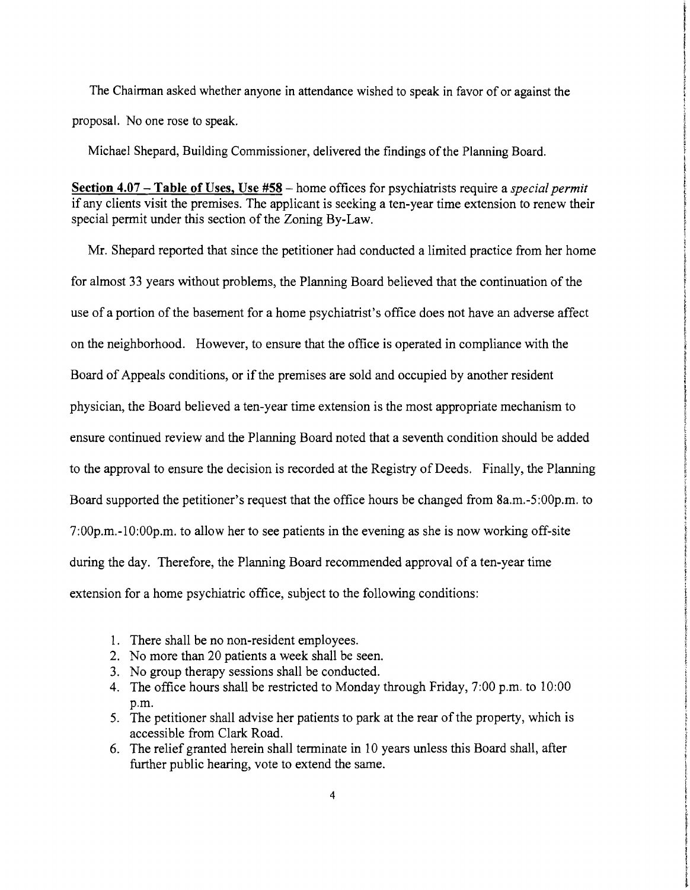The Chairman asked whether anyone in attendance wished to speak in favor of or against the proposal. No one rose to speak.

Michael Shepard, Building Commissioner, delivered the findings of the Planning Board.

**Section 4.07 – Table of Uses, Use #58** – home offices for psychiatrists require a *special permit* if any clients visit the premises. The applicant is seeking a ten-year time extension to renew their special permit under this section of the Zoning By-Law.

Mr. Shepard reported that since the petitioner had conducted a limited practice from her home for almost 33 years without problems, the Planning Board believed that the continuation of the use of a portion of the basement for a home psychiatrist's office does not have an adverse affect on the neighborhood. However, to ensure that the office is operated in compliance with the Board of Appeals conditions, or if the premises are sold and occupied by another resident physician, the Board believed a ten-year time extension is the most appropriate mechanism to ensure continued review and the Planning Board noted that a seventh condition should be added to the approval to ensure the decision is recorded at the Registry of Deeds. Finally, the Planning Board supported the petitioner's request that the office hours be changed from 8a.m.-5:00p.m. to 7:00p.m.-10:00p.m. to allow her to see patients in the evening as she is now working off-site during the day. Therefore, the Planning Board recommended approval of a ten-year time extension for a home psychiatric office, subject to the following conditions:

1. There shall be no non-resident employees.
2. No more than 20 patients a week shall be seen.
3. No group therapy sessions shall be conducted.
4. The office hours shall be restricted to Monday through Friday, 7:00 p.m. to 10:00 p.m.
5. The petitioner shall advise her patients to park at the rear of the property, which is accessible from Clark Road.
6. The relief granted herein shall terminate in 10 years unless this Board shall, after further public hearing, vote to extend the same.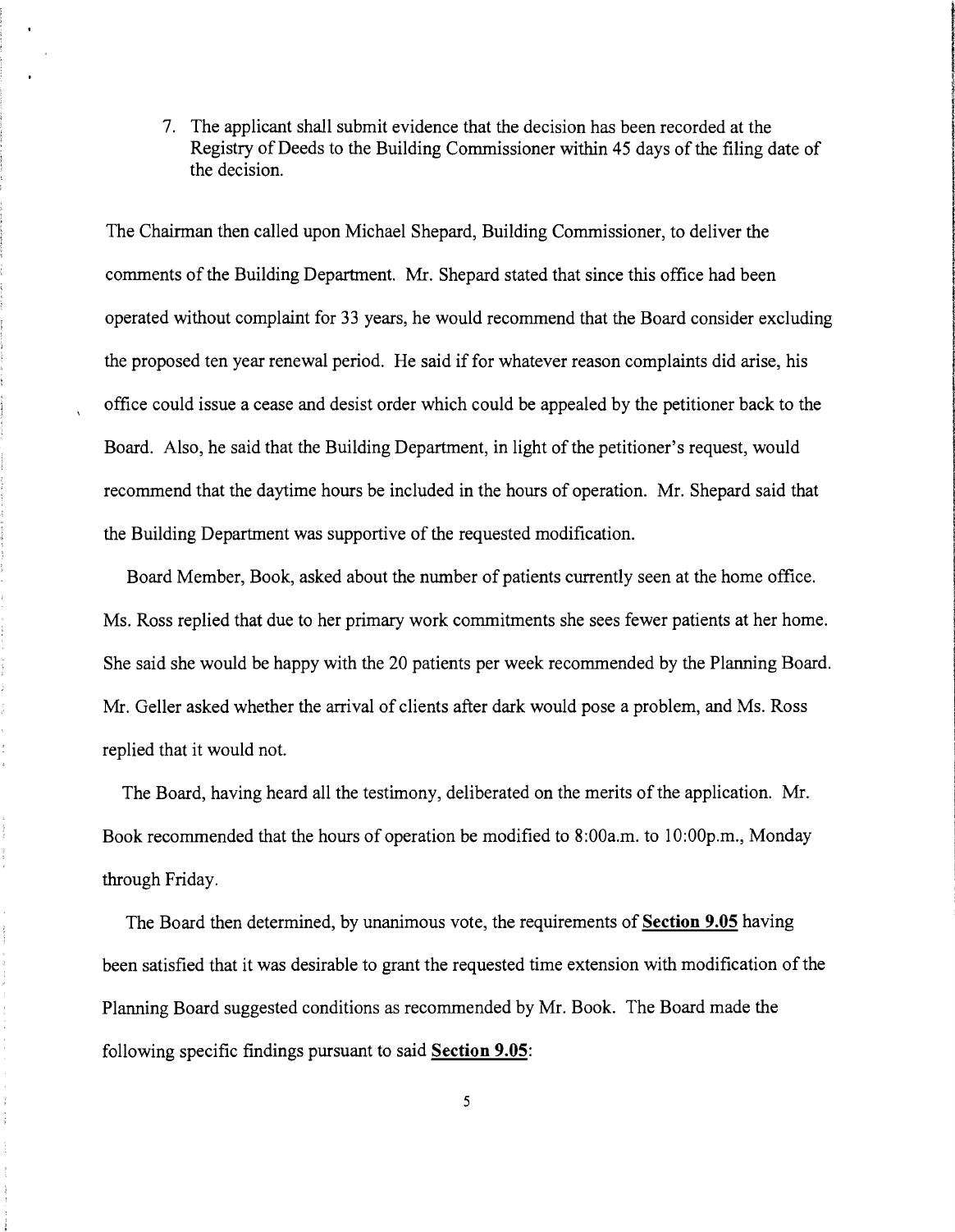7. The applicant shall submit evidence that the decision has been recorded at the Registry of Deeds to the Building Commissioner within 45 days of the filing date of the decision.

The Chairman then called upon Michael Shepard, Building Commissioner, to deliver the comments of the Building Department. Mr. Shepard stated that since this office had been operated without complaint for 33 years, he would recommend that the Board consider excluding the proposed ten year renewal period. He said if for whatever reason complaints did arise, his office could issue a cease and desist order which could be appealed by the petitioner back to the Board. Also, he said that the Building Department, in light of the petitioner's request, would recommend that the daytime hours be included in the hours of operation. Mr. Shepard said that the Building Department was supportive of the requested modification.

Board Member, Book, asked about the number of patients currently seen at the home office. Ms. Ross replied that due to her primary work commitments she sees fewer patients at her home. She said she would be happy with the 20 patients per week recommended by the Planning Board. Mr. Geller asked whether the arrival of clients after dark would pose a problem, and Ms. Ross replied that it would not.

The Board, having heard all the testimony, deliberated on the merits of the application. Mr. Book recommended that the hours of operation be modified to 8:00a.m. to 10:00p.m., Monday through Friday.

The Board then determined, by unanimous vote, the requirements of **Section 9.05** having been satisfied that it was desirable to grant the requested time extension with modification of the Planning Board suggested conditions as recommended by Mr. Book. The Board made the following specific findings pursuant to said **Section 9.05**: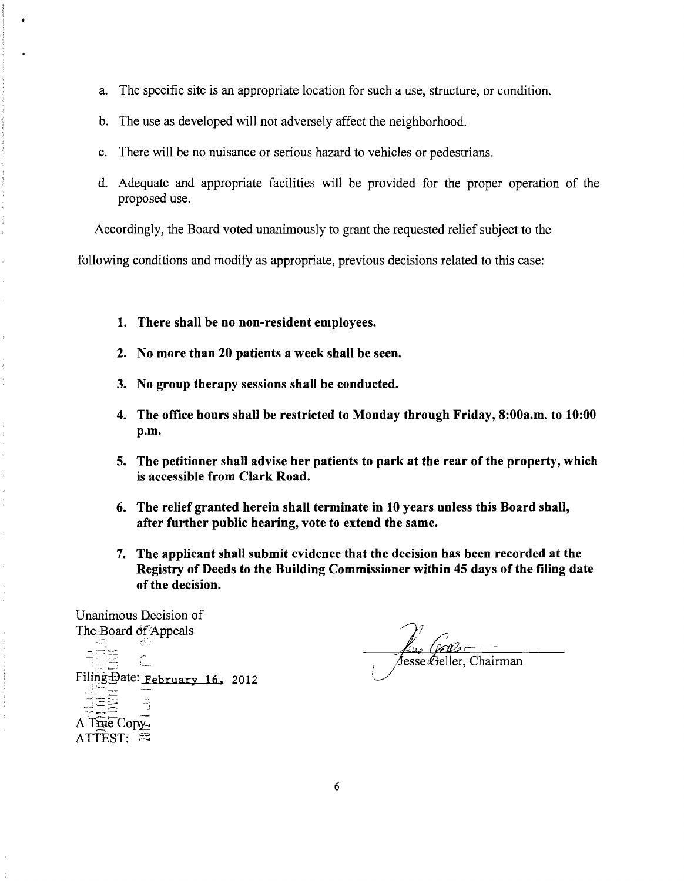a. The specific site is an appropriate location for such a use, structure, or condition.

b. The use as developed will not adversely affect the neighborhood.

c. There will be no nuisance or serious hazard to vehicles or pedestrians.

d. Adequate and appropriate facilities will be provided for the proper operation of the proposed use.

Accordingly, the Board voted unanimously to grant the requested relief subject to the following conditions and modify as appropriate, previous decisions related to this case:

1. **There shall be no non-resident employees.**

2. **No more than 20 patients a week shall be seen.**

3. **No group therapy sessions shall be conducted.**

4. **The office hours shall be restricted to Monday through Friday, 8:00a.m. to 10:00 p.m.**

5. **The petitioner shall advise her patients to park at the rear of the property, which is accessible from Clark Road.**

6. **The relief granted herein shall terminate in 10 years unless this Board shall, after further public hearing, vote to extend the same.**

7. **The applicant shall submit evidence that the decision has been recorded at the Registry of Deeds to the Building Commissioner within 45 days of the filing date of the decision.**

Unanimous Decision of
The Board of Appeals

Filing Date: February 16, 2012

A True Copy
ATTEST:

Jesse Geller, Chairman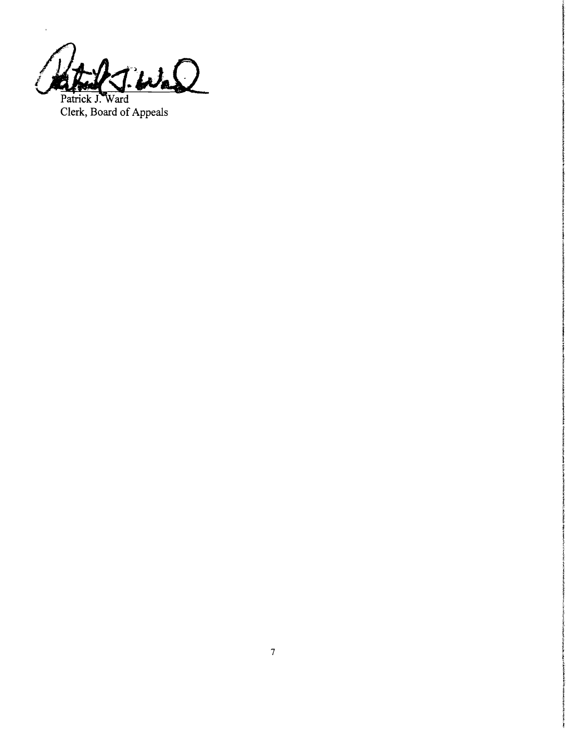Patrick J. Ward
Clerk, Board of Appeals